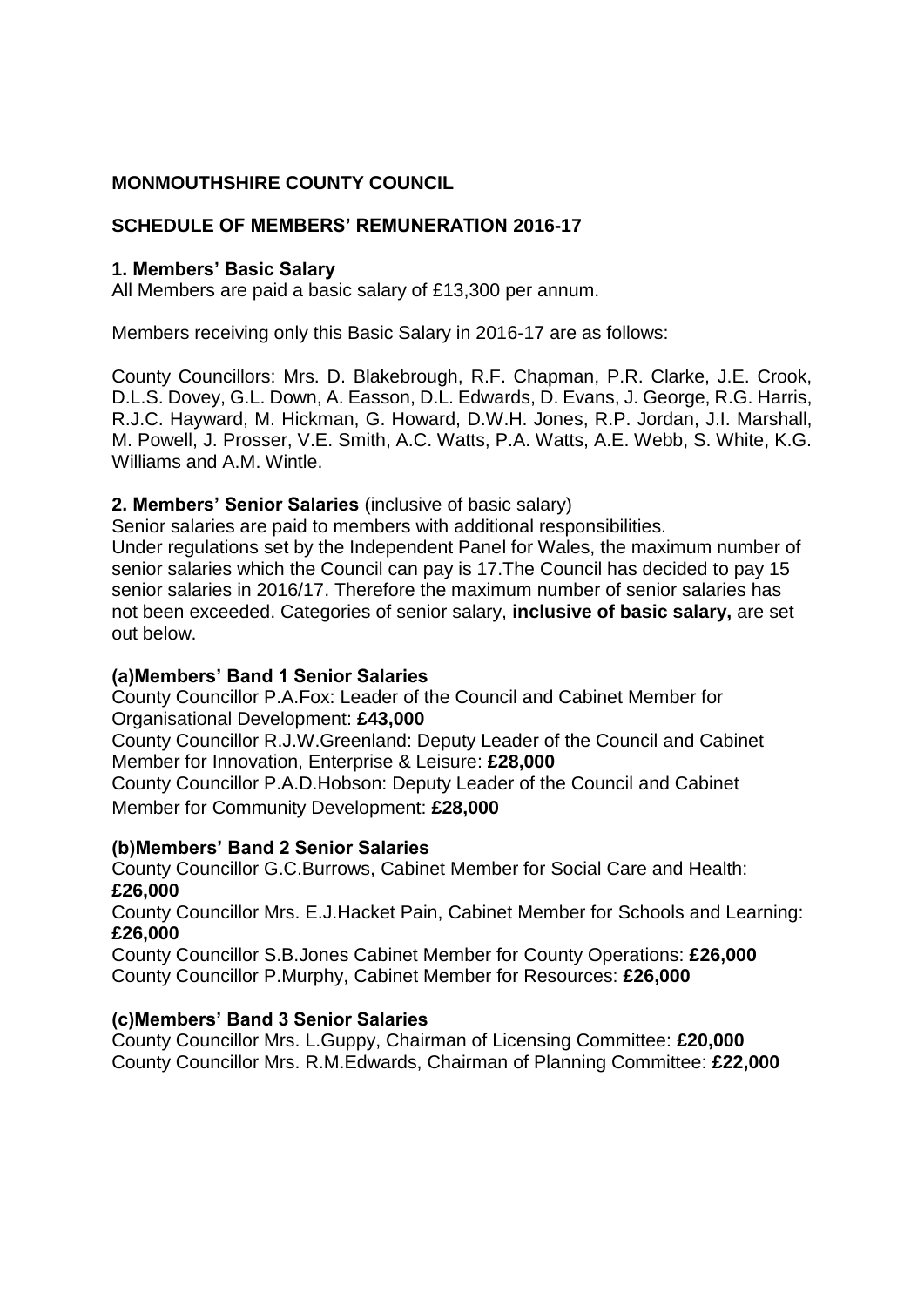## MONMOUTHSHIRE COUNTY COUNCIL

## SCHEDULE OF MEMBERS' REMUNERATION 2016-17

### 1. Members' Basic Salary

All Members are paid a basic salary of £13,300 per annum.

Members receiving only this Basic Salary in 2016-17 are as follows:

County Councillors: Mrs. D. Blakebrough, R.F. Chapman, P.R. Clarke, J.E. Crook, D.L.S. Dovey, G.L. Down, A. Easson, D.L. Edwards, D. Evans, J. George, R.G. Harris, R.J.C. Hayward, M. Hickman, G. Howard, D.W.H. Jones, R.P. Jordan, J.I. Marshall, M. Powell, J. Prosser, V.E. Smith, A.C. Watts, P.A. Watts, A.E. Webb, S. White, K.G. Williams and A.M. Wintle.

### 2. Members' Senior Salaries (inclusive of basic salary)

Senior salaries are paid to members with additional responsibilities.
Under regulations set by the Independent Panel for Wales, the maximum number of senior salaries which the Council can pay is 17.The Council has decided to pay 15 senior salaries in 2016/17. Therefore the maximum number of senior salaries has not been exceeded. Categories of senior salary, **inclusive of basic salary,** are set out below.

#### (a)Members' Band 1 Senior Salaries

County Councillor P.A.Fox: Leader of the Council and Cabinet Member for Organisational Development: **£43,000**
County Councillor R.J.W.Greenland: Deputy Leader of the Council and Cabinet Member for Innovation, Enterprise & Leisure: **£28,000**
County Councillor P.A.D.Hobson: Deputy Leader of the Council and Cabinet Member for Community Development: **£28,000**

#### (b)Members' Band 2 Senior Salaries

County Councillor G.C.Burrows, Cabinet Member for Social Care and Health: **£26,000**
County Councillor Mrs. E.J.Hacket Pain, Cabinet Member for Schools and Learning: **£26,000**
County Councillor S.B.Jones Cabinet Member for County Operations: **£26,000**
County Councillor P.Murphy, Cabinet Member for Resources: **£26,000**

#### (c)Members' Band 3 Senior Salaries

County Councillor Mrs. L.Guppy, Chairman of Licensing Committee: **£20,000**
County Councillor Mrs. R.M.Edwards, Chairman of Planning Committee: **£22,000**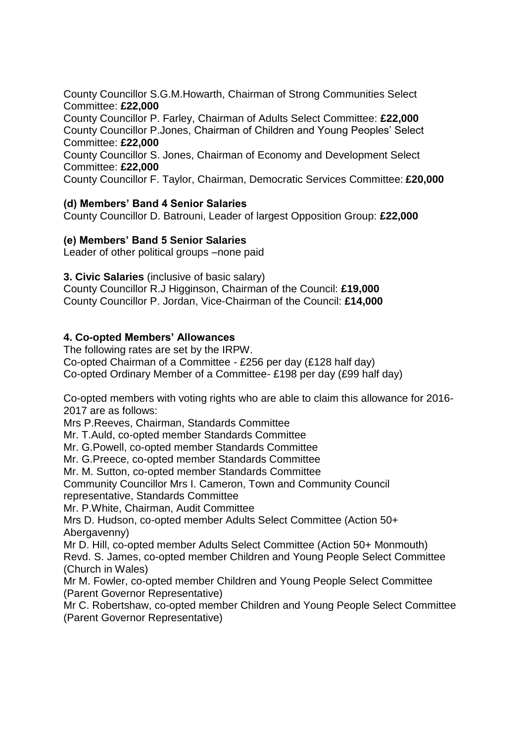County Councillor S.G.M.Howarth, Chairman of Strong Communities Select Committee: **£22,000**
County Councillor P. Farley, Chairman of Adults Select Committee: **£22,000**
County Councillor P.Jones, Chairman of Children and Young Peoples' Select Committee: **£22,000**
County Councillor S. Jones, Chairman of Economy and Development Select Committee: **£22,000**
County Councillor F. Taylor, Chairman, Democratic Services Committee: **£20,000**

**(d) Members' Band 4 Senior Salaries**
County Councillor D. Batrouni, Leader of largest Opposition Group: **£22,000**

**(e) Members' Band 5 Senior Salaries**
Leader of other political groups –none paid

**3. Civic Salaries** (inclusive of basic salary)
County Councillor R.J Higginson, Chairman of the Council: **£19,000**
County Councillor P. Jordan, Vice-Chairman of the Council: **£14,000**

**4. Co-opted Members' Allowances**
The following rates are set by the IRPW.
Co-opted Chairman of a Committee - £256 per day (£128 half day)
Co-opted Ordinary Member of a Committee- £198 per day (£99 half day)

Co-opted members with voting rights who are able to claim this allowance for 2016-2017 are as follows:
Mrs P.Reeves, Chairman, Standards Committee
Mr. T.Auld, co-opted member Standards Committee
Mr. G.Powell, co-opted member Standards Committee
Mr. G.Preece, co-opted member Standards Committee
Mr. M. Sutton, co-opted member Standards Committee
Community Councillor Mrs I. Cameron, Town and Community Council representative, Standards Committee
Mr. P.White, Chairman, Audit Committee
Mrs D. Hudson, co-opted member Adults Select Committee (Action 50+ Abergavenny)
Mr D. Hill, co-opted member Adults Select Committee (Action 50+ Monmouth)
Revd. S. James, co-opted member Children and Young People Select Committee (Church in Wales)
Mr M. Fowler, co-opted member Children and Young People Select Committee (Parent Governor Representative)
Mr C. Robertshaw, co-opted member Children and Young People Select Committee (Parent Governor Representative)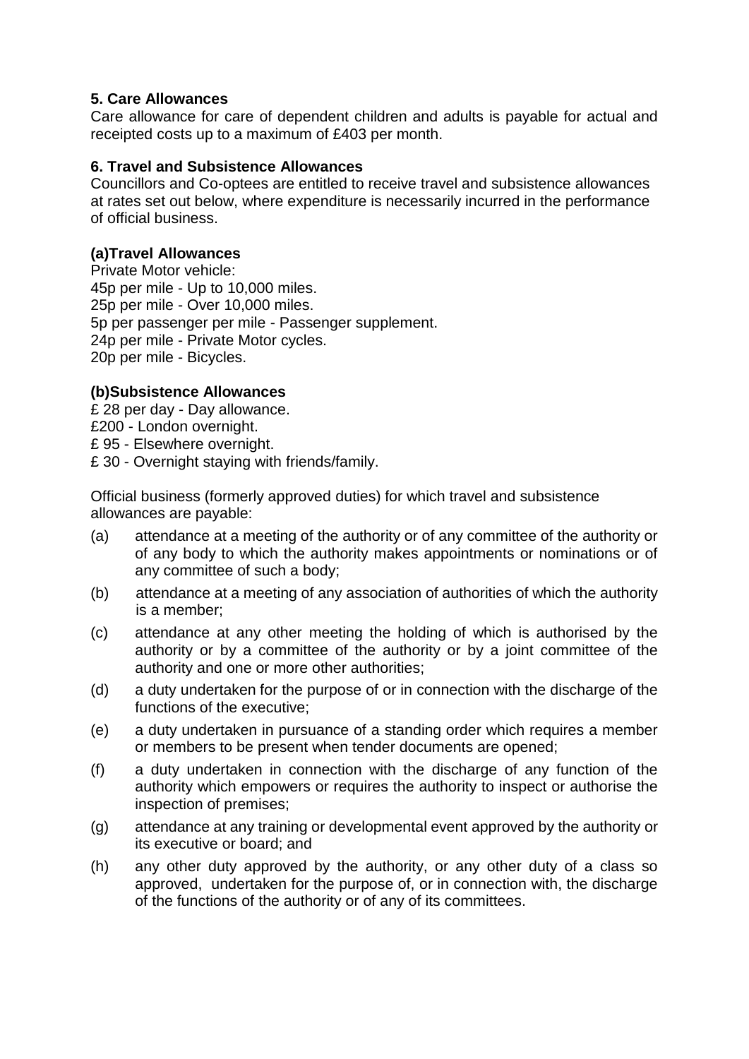**5. Care Allowances**

Care allowance for care of dependent children and adults is payable for actual and receipted costs up to a maximum of £403 per month.

**6. Travel and Subsistence Allowances**

Councillors and Co-optees are entitled to receive travel and subsistence allowances at rates set out below, where expenditure is necessarily incurred in the performance of official business.

**(a)Travel Allowances**

Private Motor vehicle:
45p per mile - Up to 10,000 miles.
25p per mile - Over 10,000 miles.
5p per passenger per mile - Passenger supplement.
24p per mile - Private Motor cycles.
20p per mile - Bicycles.

**(b)Subsistence Allowances**

£ 28 per day - Day allowance.
£200 - London overnight.
£ 95 - Elsewhere overnight.
£ 30 - Overnight staying with friends/family.

Official business (formerly approved duties) for which travel and subsistence allowances are payable:

(a) attendance at a meeting of the authority or of any committee of the authority or of any body to which the authority makes appointments or nominations or of any committee of such a body;

(b) attendance at a meeting of any association of authorities of which the authority is a member;

(c) attendance at any other meeting the holding of which is authorised by the authority or by a committee of the authority or by a joint committee of the authority and one or more other authorities;

(d) a duty undertaken for the purpose of or in connection with the discharge of the functions of the executive;

(e) a duty undertaken in pursuance of a standing order which requires a member or members to be present when tender documents are opened;

(f) a duty undertaken in connection with the discharge of any function of the authority which empowers or requires the authority to inspect or authorise the inspection of premises;

(g) attendance at any training or developmental event approved by the authority or its executive or board; and

(h) any other duty approved by the authority, or any other duty of a class so approved, undertaken for the purpose of, or in connection with, the discharge of the functions of the authority or of any of its committees.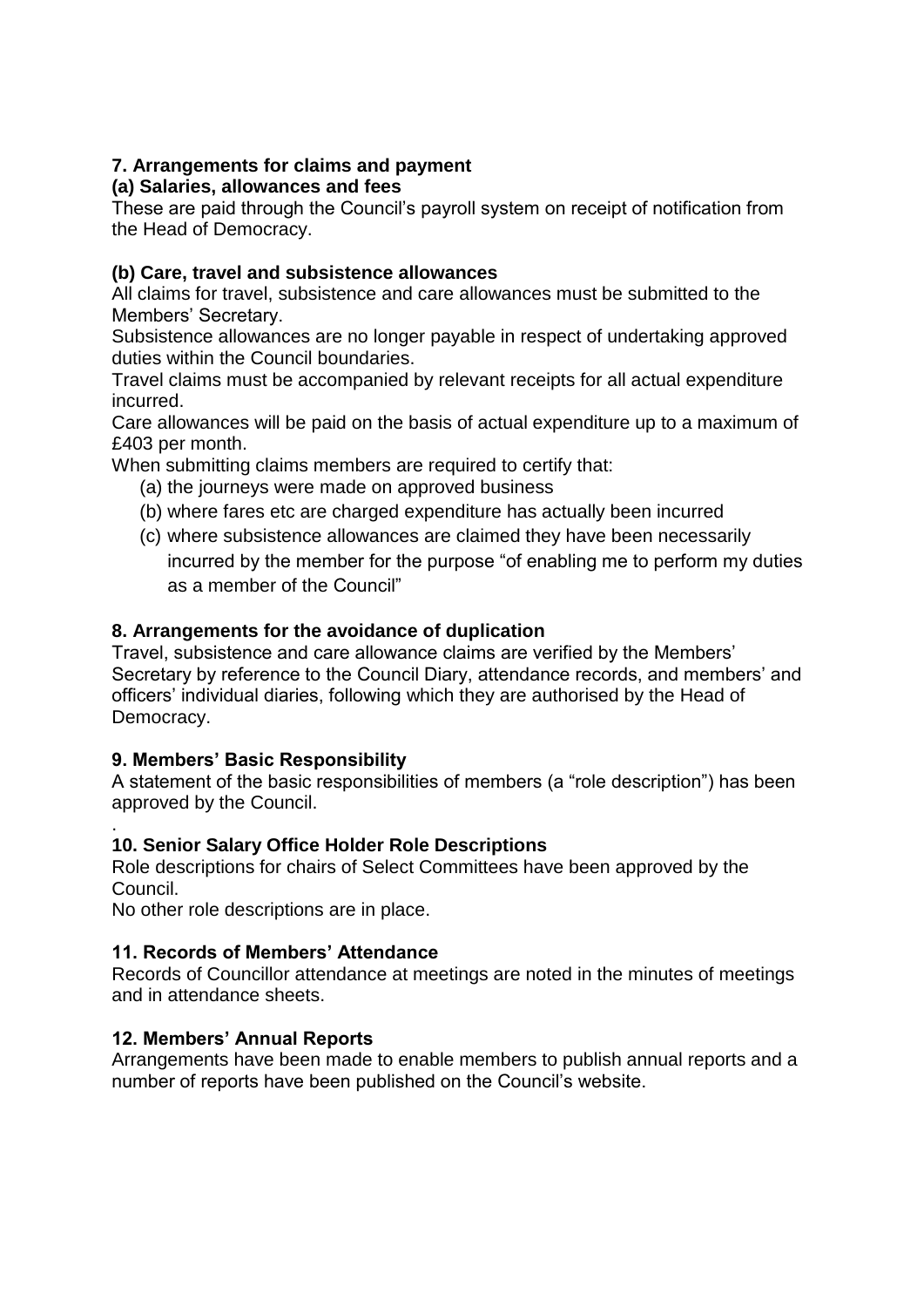**7. Arrangements for claims and payment**

**(a) Salaries, allowances and fees**

These are paid through the Council's payroll system on receipt of notification from the Head of Democracy.

**(b) Care, travel and subsistence allowances**

All claims for travel, subsistence and care allowances must be submitted to the Members' Secretary.

Subsistence allowances are no longer payable in respect of undertaking approved duties within the Council boundaries.

Travel claims must be accompanied by relevant receipts for all actual expenditure incurred.

Care allowances will be paid on the basis of actual expenditure up to a maximum of £403 per month.

When submitting claims members are required to certify that:

(a) the journeys were made on approved business
(b) where fares etc are charged expenditure has actually been incurred
(c) where subsistence allowances are claimed they have been necessarily incurred by the member for the purpose "of enabling me to perform my duties as a member of the Council"

**8. Arrangements for the avoidance of duplication**

Travel, subsistence and care allowance claims are verified by the Members' Secretary by reference to the Council Diary, attendance records, and members' and officers' individual diaries, following which they are authorised by the Head of Democracy.

**9. Members' Basic Responsibility**

A statement of the basic responsibilities of members (a "role description") has been approved by the Council.

.

**10. Senior Salary Office Holder Role Descriptions**

Role descriptions for chairs of Select Committees have been approved by the Council.

No other role descriptions are in place.

**11. Records of Members' Attendance**

Records of Councillor attendance at meetings are noted in the minutes of meetings and in attendance sheets.

**12. Members' Annual Reports**

Arrangements have been made to enable members to publish annual reports and a number of reports have been published on the Council's website.